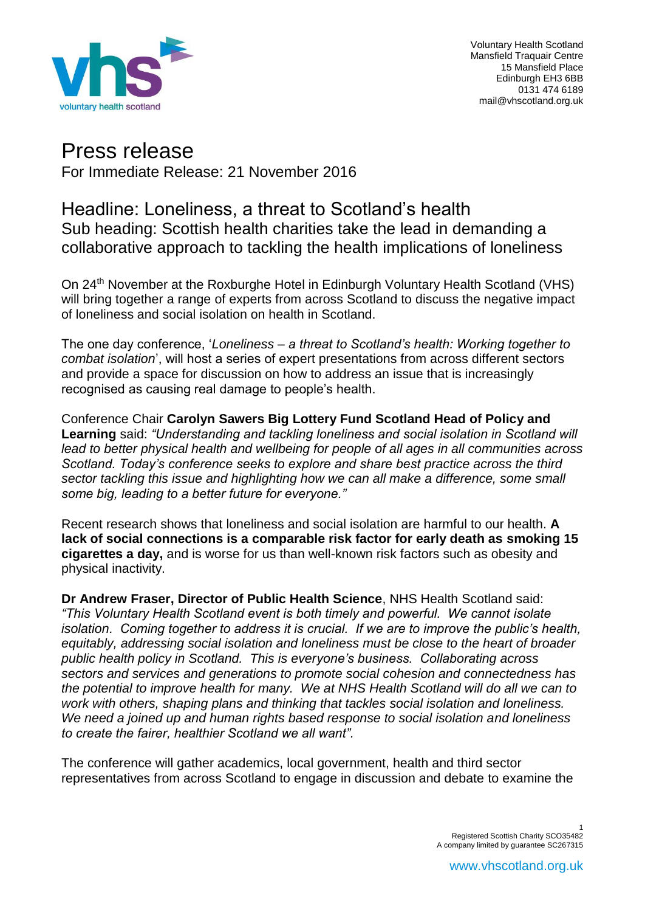Voluntary Health Scotland
Mansfield Traquair Centre
15 Mansfield Place
Edinburgh EH3 6BB
0131 474 6189
mail@vhscotland.org.uk

# Press release

For Immediate Release: 21 November 2016

## Headline: Loneliness, a threat to Scotland's health

### Sub heading: Scottish health charities take the lead in demanding a collaborative approach to tackling the health implications of loneliness

On 24th November at the Roxburghe Hotel in Edinburgh Voluntary Health Scotland (VHS) will bring together a range of experts from across Scotland to discuss the negative impact of loneliness and social isolation on health in Scotland.

The one day conference, '*Loneliness – a threat to Scotland's health: Working together to combat isolation*', will host a series of expert presentations from across different sectors and provide a space for discussion on how to address an issue that is increasingly recognised as causing real damage to people's health.

Conference Chair **Carolyn Sawers Big Lottery Fund Scotland Head of Policy and Learning** said: *"Understanding and tackling loneliness and social isolation in Scotland will lead to better physical health and wellbeing for people of all ages in all communities across Scotland. Today's conference seeks to explore and share best practice across the third sector tackling this issue and highlighting how we can all make a difference, some small some big, leading to a better future for everyone."*

Recent research shows that loneliness and social isolation are harmful to our health. **A lack of social connections is a comparable risk factor for early death as smoking 15 cigarettes a day,** and is worse for us than well-known risk factors such as obesity and physical inactivity.

**Dr Andrew Fraser, Director of Public Health Science**, NHS Health Scotland said: *"This Voluntary Health Scotland event is both timely and powerful. We cannot isolate isolation. Coming together to address it is crucial. If we are to improve the public's health, equitably, addressing social isolation and loneliness must be close to the heart of broader public health policy in Scotland. This is everyone's business. Collaborating across sectors and services and generations to promote social cohesion and connectedness has the potential to improve health for many. We at NHS Health Scotland will do all we can to work with others, shaping plans and thinking that tackles social isolation and loneliness. We need a joined up and human rights based response to social isolation and loneliness to create the fairer, healthier Scotland we all want".*

The conference will gather academics, local government, health and third sector representatives from across Scotland to engage in discussion and debate to examine the

Registered Scottish Charity SCO35482
A company limited by guarantee SC267315

www.vhscotland.org.uk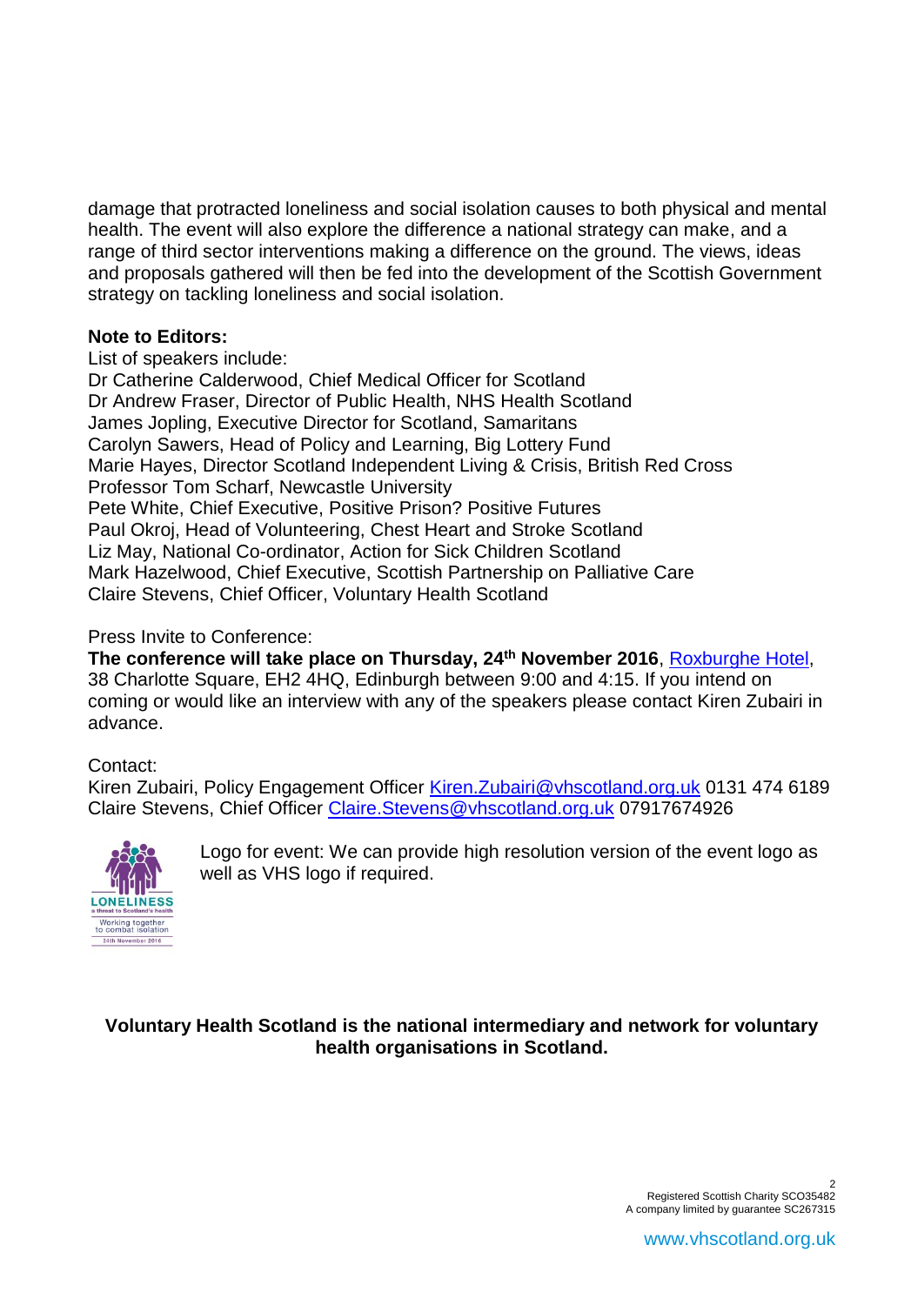damage that protracted loneliness and social isolation causes to both physical and mental health. The event will also explore the difference a national strategy can make, and a range of third sector interventions making a difference on the ground. The views, ideas and proposals gathered will then be fed into the development of the Scottish Government strategy on tackling loneliness and social isolation.

**Note to Editors:**

List of speakers include:
Dr Catherine Calderwood, Chief Medical Officer for Scotland
Dr Andrew Fraser, Director of Public Health, NHS Health Scotland
James Jopling, Executive Director for Scotland, Samaritans
Carolyn Sawers, Head of Policy and Learning, Big Lottery Fund
Marie Hayes, Director Scotland Independent Living & Crisis, British Red Cross
Professor Tom Scharf, Newcastle University
Pete White, Chief Executive, Positive Prison? Positive Futures
Paul Okroj, Head of Volunteering, Chest Heart and Stroke Scotland
Liz May, National Co-ordinator, Action for Sick Children Scotland
Mark Hazelwood, Chief Executive, Scottish Partnership on Palliative Care
Claire Stevens, Chief Officer, Voluntary Health Scotland

Press Invite to Conference:
**The conference will take place on Thursday, 24th November 2016**, Roxburghe Hotel, 38 Charlotte Square, EH2 4HQ, Edinburgh between 9:00 and 4:15. If you intend on coming or would like an interview with any of the speakers please contact Kiren Zubairi in advance.

Contact:
Kiren Zubairi, Policy Engagement Officer Kiren.Zubairi@vhscotland.org.uk 0131 474 6189
Claire Stevens, Chief Officer Claire.Stevens@vhscotland.org.uk 07917674926

LONELINESS
a threat to Scotland's health
Working together to combat isolation
24th November 2016

Logo for event: We can provide high resolution version of the event logo as well as VHS logo if required.

**Voluntary Health Scotland is the national intermediary and network for voluntary health organisations in Scotland.**

Registered Scottish Charity SCO35482
A company limited by guarantee SC267315

www.vhscotland.org.uk